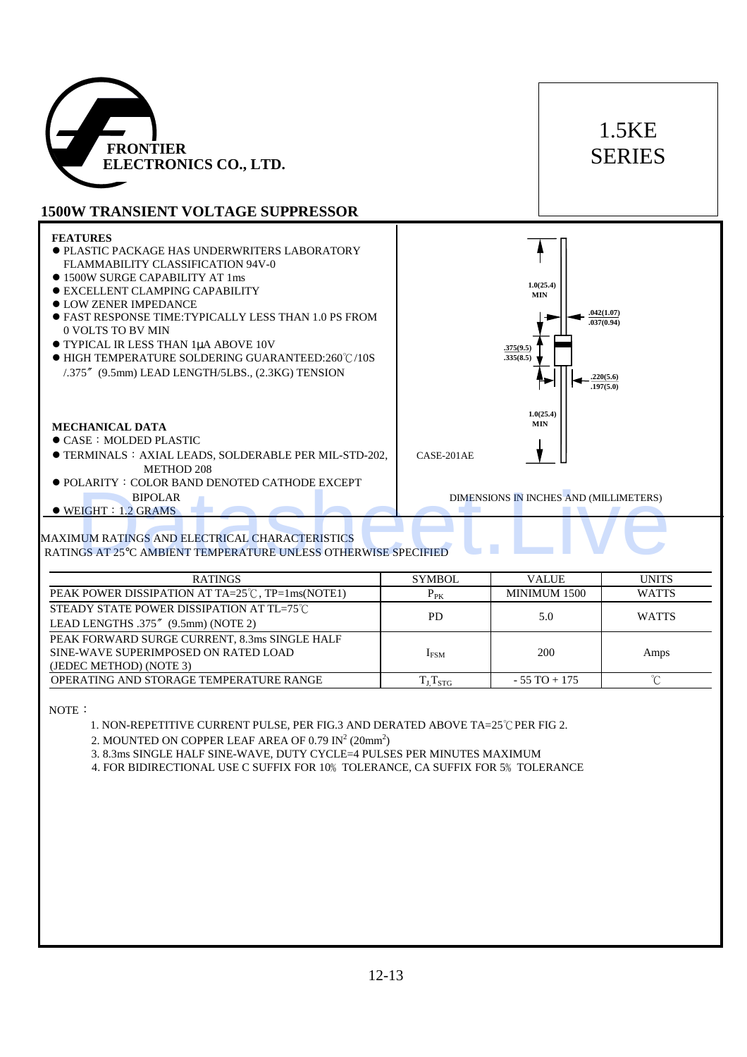# FRONTIER ELECTRONICS CO., LTD.

# 1.5KE SERIES

## 1500W TRANSIENT VOLTAGE SUPPRESSOR

### FEATURES

- PLASTIC PACKAGE HAS UNDERWRITERS LABORATORY FLAMMABILITY CLASSIFICATION 94V-0
- 1500W SURGE CAPABILITY AT 1ms
- EXCELLENT CLAMPING CAPABILITY
- LOW ZENER IMPEDANCE
- FAST RESPONSE TIME:TYPICALLY LESS THAN 1.0 PS FROM 0 VOLTS TO BV MIN
- TYPICAL IR LESS THAN 1μA ABOVE 10V
- HIGH TEMPERATURE SOLDERING GUARANTEED:260℃/10S /.375″ (9.5mm) LEAD LENGTH/5LBS., (2.3KG) TENSION

### MECHANICAL DATA

- CASE：MOLDED PLASTIC
- TERMINALS：AXIAL LEADS, SOLDERABLE PER MIL-STD-202, METHOD 208
- POLARITY：COLOR BAND DENOTED CATHODE EXCEPT BIPOLAR
- WEIGHT：1.2 GRAMS

1.0(25.4) MIN

.042(1.07)
.037(0.94)

.375(9.5)
.335(8.5)

.220(5.6)
.197(5.0)

1.0(25.4) MIN

CASE-201AE

DIMENSIONS IN INCHES AND (MILLIMETERS)

### MAXIMUM RATINGS AND ELECTRICAL CHARACTERISTICS

RATINGS AT 25°C AMBIENT TEMPERATURE UNLESS OTHERWISE SPECIFIED

| RATINGS | SYMBOL | VALUE | UNITS |
|---|---|---|---|
| PEAK POWER DISSIPATION AT TA=25℃, TP=1ms(NOTE1) | $P_{PK}$ | MINIMUM 1500 | WATTS |
| STEADY STATE POWER DISSIPATION AT TL=75℃ LEAD LENGTHS .375″ (9.5mm) (NOTE 2) | PD | 5.0 | WATTS |
| PEAK FORWARD SURGE CURRENT, 8.3ms SINGLE HALF SINE-WAVE SUPERIMPOSED ON RATED LOAD (JEDEC METHOD) (NOTE 3) | $I_{FSM}$ | 200 | Amps |
| OPERATING AND STORAGE TEMPERATURE RANGE | $T_J, T_{STG}$ | - 55 TO + 175 | ℃ |

NOTE：

1. NON-REPETITIVE CURRENT PULSE, PER FIG.3 AND DERATED ABOVE TA=25℃ PER FIG 2.
2. MOUNTED ON COPPER LEAF AREA OF 0.79 $IN^2$ ($20mm^2$)
3. 8.3ms SINGLE HALF SINE-WAVE, DUTY CYCLE=4 PULSES PER MINUTES MAXIMUM
4. FOR BIDIRECTIONAL USE C SUFFIX FOR 10% TOLERANCE, CA SUFFIX FOR 5% TOLERANCE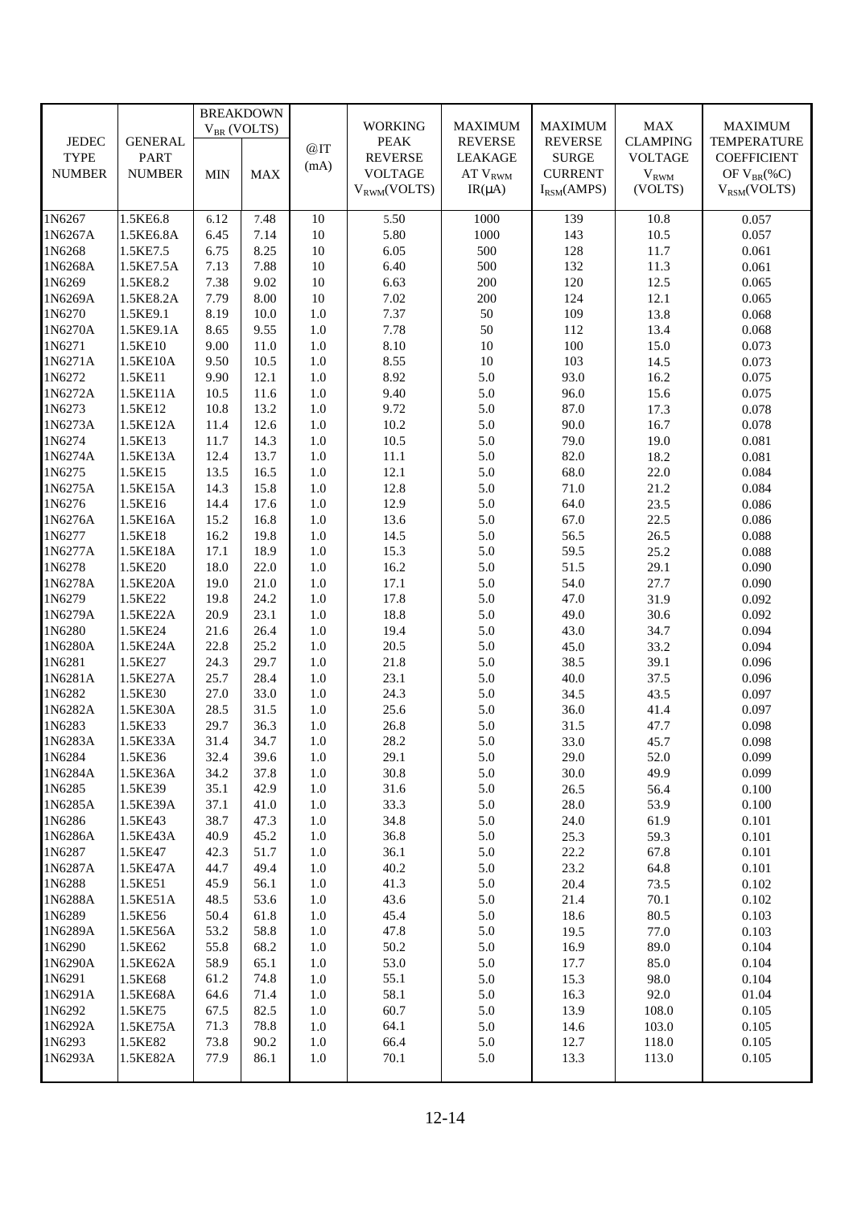| JEDEC TYPE NUMBER | GENERAL PART NUMBER | BREAKDOWN $V_{BR}$ (VOLTS) | | @IT (mA) | WORKING PEAK REVERSE VOLTAGE $V_{RWM}$(VOLTS) | MAXIMUM REVERSE LEAKAGE AT $V_{RWM}$ IR(μA) | MAXIMUM REVERSE SURGE CURRENT $I_{RSM}$(AMPS) | MAX CLAMPING VOLTAGE $V_{RWM}$ (VOLTS) | MAXIMUM TEMPERATURE COEFFICIENT OF $V_{BR}$(%C) $V_{RSM}$(VOLTS) |
|---|---|---|---|---|---|---|---|---|---|
| | | MIN | MAX | | | | | | |
| 1N6267 | 1.5KE6.8 | 6.12 | 7.48 | 10 | 5.50 | 1000 | 139 | 10.8 | 0.057 |
| 1N6267A | 1.5KE6.8A | 6.45 | 7.14 | 10 | 5.80 | 1000 | 143 | 10.5 | 0.057 |
| 1N6268 | 1.5KE7.5 | 6.75 | 8.25 | 10 | 6.05 | 500 | 128 | 11.7 | 0.061 |
| 1N6268A | 1.5KE7.5A | 7.13 | 7.88 | 10 | 6.40 | 500 | 132 | 11.3 | 0.061 |
| 1N6269 | 1.5KE8.2 | 7.38 | 9.02 | 10 | 6.63 | 200 | 120 | 12.5 | 0.065 |
| 1N6269A | 1.5KE8.2A | 7.79 | 8.00 | 10 | 7.02 | 200 | 124 | 12.1 | 0.065 |
| 1N6270 | 1.5KE9.1 | 8.19 | 10.0 | 1.0 | 7.37 | 50 | 109 | 13.8 | 0.068 |
| 1N6270A | 1.5KE9.1A | 8.65 | 9.55 | 1.0 | 7.78 | 50 | 112 | 13.4 | 0.068 |
| 1N6271 | 1.5KE10 | 9.00 | 11.0 | 1.0 | 8.10 | 10 | 100 | 15.0 | 0.073 |
| 1N6271A | 1.5KE10A | 9.50 | 10.5 | 1.0 | 8.55 | 10 | 103 | 14.5 | 0.073 |
| 1N6272 | 1.5KE11 | 9.90 | 12.1 | 1.0 | 8.92 | 5.0 | 93.0 | 16.2 | 0.075 |
| 1N6272A | 1.5KE11A | 10.5 | 11.6 | 1.0 | 9.40 | 5.0 | 96.0 | 15.6 | 0.075 |
| 1N6273 | 1.5KE12 | 10.8 | 13.2 | 1.0 | 9.72 | 5.0 | 87.0 | 17.3 | 0.078 |
| 1N6273A | 1.5KE12A | 11.4 | 12.6 | 1.0 | 10.2 | 5.0 | 90.0 | 16.7 | 0.078 |
| 1N6274 | 1.5KE13 | 11.7 | 14.3 | 1.0 | 10.5 | 5.0 | 79.0 | 19.0 | 0.081 |
| 1N6274A | 1.5KE13A | 12.4 | 13.7 | 1.0 | 11.1 | 5.0 | 82.0 | 18.2 | 0.081 |
| 1N6275 | 1.5KE15 | 13.5 | 16.5 | 1.0 | 12.1 | 5.0 | 68.0 | 22.0 | 0.084 |
| 1N6275A | 1.5KE15A | 14.3 | 15.8 | 1.0 | 12.8 | 5.0 | 71.0 | 21.2 | 0.084 |
| 1N6276 | 1.5KE16 | 14.4 | 17.6 | 1.0 | 12.9 | 5.0 | 64.0 | 23.5 | 0.086 |
| 1N6276A | 1.5KE16A | 15.2 | 16.8 | 1.0 | 13.6 | 5.0 | 67.0 | 22.5 | 0.086 |
| 1N6277 | 1.5KE18 | 16.2 | 19.8 | 1.0 | 14.5 | 5.0 | 56.5 | 26.5 | 0.088 |
| 1N6277A | 1.5KE18A | 17.1 | 18.9 | 1.0 | 15.3 | 5.0 | 59.5 | 25.2 | 0.088 |
| 1N6278 | 1.5KE20 | 18.0 | 22.0 | 1.0 | 16.2 | 5.0 | 51.5 | 29.1 | 0.090 |
| 1N6278A | 1.5KE20A | 19.0 | 21.0 | 1.0 | 17.1 | 5.0 | 54.0 | 27.7 | 0.090 |
| 1N6279 | 1.5KE22 | 19.8 | 24.2 | 1.0 | 17.8 | 5.0 | 47.0 | 31.9 | 0.092 |
| 1N6279A | 1.5KE22A | 20.9 | 23.1 | 1.0 | 18.8 | 5.0 | 49.0 | 30.6 | 0.092 |
| 1N6280 | 1.5KE24 | 21.6 | 26.4 | 1.0 | 19.4 | 5.0 | 43.0 | 34.7 | 0.094 |
| 1N6280A | 1.5KE24A | 22.8 | 25.2 | 1.0 | 20.5 | 5.0 | 45.0 | 33.2 | 0.094 |
| 1N6281 | 1.5KE27 | 24.3 | 29.7 | 1.0 | 21.8 | 5.0 | 38.5 | 39.1 | 0.096 |
| 1N6281A | 1.5KE27A | 25.7 | 28.4 | 1.0 | 23.1 | 5.0 | 40.0 | 37.5 | 0.096 |
| 1N6282 | 1.5KE30 | 27.0 | 33.0 | 1.0 | 24.3 | 5.0 | 34.5 | 43.5 | 0.097 |
| 1N6282A | 1.5KE30A | 28.5 | 31.5 | 1.0 | 25.6 | 5.0 | 36.0 | 41.4 | 0.097 |
| 1N6283 | 1.5KE33 | 29.7 | 36.3 | 1.0 | 26.8 | 5.0 | 31.5 | 47.7 | 0.098 |
| 1N6283A | 1.5KE33A | 31.4 | 34.7 | 1.0 | 28.2 | 5.0 | 33.0 | 45.7 | 0.098 |
| 1N6284 | 1.5KE36 | 32.4 | 39.6 | 1.0 | 29.1 | 5.0 | 29.0 | 52.0 | 0.099 |
| 1N6284A | 1.5KE36A | 34.2 | 37.8 | 1.0 | 30.8 | 5.0 | 30.0 | 49.9 | 0.099 |
| 1N6285 | 1.5KE39 | 35.1 | 42.9 | 1.0 | 31.6 | 5.0 | 26.5 | 56.4 | 0.100 |
| 1N6285A | 1.5KE39A | 37.1 | 41.0 | 1.0 | 33.3 | 5.0 | 28.0 | 53.9 | 0.100 |
| 1N6286 | 1.5KE43 | 38.7 | 47.3 | 1.0 | 34.8 | 5.0 | 24.0 | 61.9 | 0.101 |
| 1N6286A | 1.5KE43A | 40.9 | 45.2 | 1.0 | 36.8 | 5.0 | 25.3 | 59.3 | 0.101 |
| 1N6287 | 1.5KE47 | 42.3 | 51.7 | 1.0 | 36.1 | 5.0 | 22.2 | 67.8 | 0.101 |
| 1N6287A | 1.5KE47A | 44.7 | 49.4 | 1.0 | 40.2 | 5.0 | 23.2 | 64.8 | 0.101 |
| 1N6288 | 1.5KE51 | 45.9 | 56.1 | 1.0 | 41.3 | 5.0 | 20.4 | 73.5 | 0.102 |
| 1N6288A | 1.5KE51A | 48.5 | 53.6 | 1.0 | 43.6 | 5.0 | 21.4 | 70.1 | 0.102 |
| 1N6289 | 1.5KE56 | 50.4 | 61.8 | 1.0 | 45.4 | 5.0 | 18.6 | 80.5 | 0.103 |
| 1N6289A | 1.5KE56A | 53.2 | 58.8 | 1.0 | 47.8 | 5.0 | 19.5 | 77.0 | 0.103 |
| 1N6290 | 1.5KE62 | 55.8 | 68.2 | 1.0 | 50.2 | 5.0 | 16.9 | 89.0 | 0.104 |
| 1N6290A | 1.5KE62A | 58.9 | 65.1 | 1.0 | 53.0 | 5.0 | 17.7 | 85.0 | 0.104 |
| 1N6291 | 1.5KE68 | 61.2 | 74.8 | 1.0 | 55.1 | 5.0 | 15.3 | 98.0 | 0.104 |
| 1N6291A | 1.5KE68A | 64.6 | 71.4 | 1.0 | 58.1 | 5.0 | 16.3 | 92.0 | 01.04 |
| 1N6292 | 1.5KE75 | 67.5 | 82.5 | 1.0 | 60.7 | 5.0 | 13.9 | 108.0 | 0.105 |
| 1N6292A | 1.5KE75A | 71.3 | 78.8 | 1.0 | 64.1 | 5.0 | 14.6 | 103.0 | 0.105 |
| 1N6293 | 1.5KE82 | 73.8 | 90.2 | 1.0 | 66.4 | 5.0 | 12.7 | 118.0 | 0.105 |
| 1N6293A | 1.5KE82A | 77.9 | 86.1 | 1.0 | 70.1 | 5.0 | 13.3 | 113.0 | 0.105 |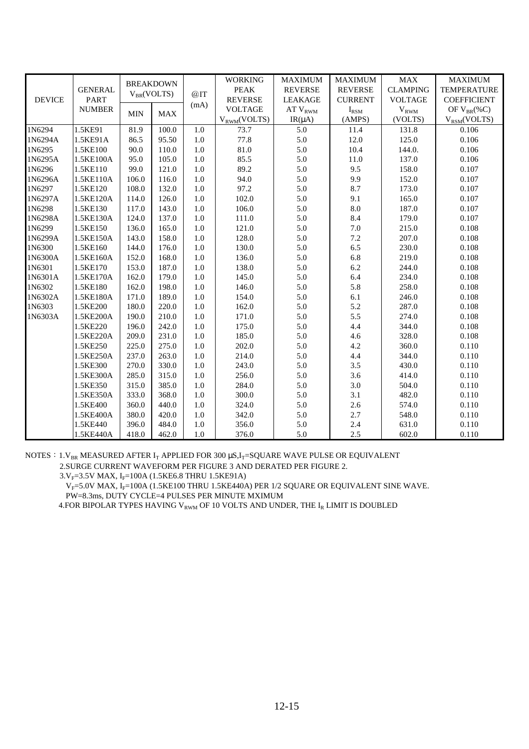| DEVICE | GENERAL PART NUMBER | BREAKDOWN $V_{BR}$(VOLTS) | | @IT (mA) | WORKING PEAK REVERSE VOLTAGE $V_{RWM}$(VOLTS) | MAXIMUM REVERSE LEAKAGE AT $V_{RWM}$ IR(μA) | MAXIMUM REVERSE CURRENT $I_{RSM}$ (AMPS) | MAX CLAMPING VOLTAGE $V_{RWM}$ (VOLTS) | MAXIMUM TEMPERATURE COEFFICIENT OF $V_{BR}$(%C) $V_{RSM}$(VOLTS) |
|---|---|---|---|---|---|---|---|---|---|
| | | MIN | MAX | | | | | | |
| 1N6294 | 1.5KE91 | 81.9 | 100.0 | 1.0 | 73.7 | 5.0 | 11.4 | 131.8 | 0.106 |
| 1N6294A | 1.5KE91A | 86.5 | 95.50 | 1.0 | 77.8 | 5.0 | 12.0 | 125.0 | 0.106 |
| 1N6295 | 1.5KE100 | 90.0 | 110.0 | 1.0 | 81.0 | 5.0 | 10.4 | 144.0. | 0.106 |
| 1N6295A | 1.5KE100A | 95.0 | 105.0 | 1.0 | 85.5 | 5.0 | 11.0 | 137.0 | 0.106 |
| 1N6296 | 1.5KE110 | 99.0 | 121.0 | 1.0 | 89.2 | 5.0 | 9.5 | 158.0 | 0.107 |
| 1N6296A | 1.5KE110A | 106.0 | 116.0 | 1.0 | 94.0 | 5.0 | 9.9 | 152.0 | 0.107 |
| 1N6297 | 1.5KE120 | 108.0 | 132.0 | 1.0 | 97.2 | 5.0 | 8.7 | 173.0 | 0.107 |
| 1N6297A | 1.5KE120A | 114.0 | 126.0 | 1.0 | 102.0 | 5.0 | 9.1 | 165.0 | 0.107 |
| 1N6298 | 1.5KE130 | 117.0 | 143.0 | 1.0 | 106.0 | 5.0 | 8.0 | 187.0 | 0.107 |
| 1N6298A | 1.5KE130A | 124.0 | 137.0 | 1.0 | 111.0 | 5.0 | 8.4 | 179.0 | 0.107 |
| 1N6299 | 1.5KE150 | 136.0 | 165.0 | 1.0 | 121.0 | 5.0 | 7.0 | 215.0 | 0.108 |
| 1N6299A | 1.5KE150A | 143.0 | 158.0 | 1.0 | 128.0 | 5.0 | 7.2 | 207.0 | 0.108 |
| 1N6300 | 1.5KE160 | 144.0 | 176.0 | 1.0 | 130.0 | 5.0 | 6.5 | 230.0 | 0.108 |
| 1N6300A | 1.5KE160A | 152.0 | 168.0 | 1.0 | 136.0 | 5.0 | 6.8 | 219.0 | 0.108 |
| 1N6301 | 1.5KE170 | 153.0 | 187.0 | 1.0 | 138.0 | 5.0 | 6.2 | 244.0 | 0.108 |
| 1N6301A | 1.5KE170A | 162.0 | 179.0 | 1.0 | 145.0 | 5.0 | 6.4 | 234.0 | 0.108 |
| 1N6302 | 1.5KE180 | 162.0 | 198.0 | 1.0 | 146.0 | 5.0 | 5.8 | 258.0 | 0.108 |
| 1N6302A | 1.5KE180A | 171.0 | 189.0 | 1.0 | 154.0 | 5.0 | 6.1 | 246.0 | 0.108 |
| 1N6303 | 1.5KE200 | 180.0 | 220.0 | 1.0 | 162.0 | 5.0 | 5.2 | 287.0 | 0.108 |
| 1N6303A | 1.5KE200A | 190.0 | 210.0 | 1.0 | 171.0 | 5.0 | 5.5 | 274.0 | 0.108 |
| | 1.5KE220 | 196.0 | 242.0 | 1.0 | 175.0 | 5.0 | 4.4 | 344.0 | 0.108 |
| | 1.5KE220A | 209.0 | 231.0 | 1.0 | 185.0 | 5.0 | 4.6 | 328.0 | 0.108 |
| | 1.5KE250 | 225.0 | 275.0 | 1.0 | 202.0 | 5.0 | 4.2 | 360.0 | 0.110 |
| | 1.5KE250A | 237.0 | 263.0 | 1.0 | 214.0 | 5.0 | 4.4 | 344.0 | 0.110 |
| | 1.5KE300 | 270.0 | 330.0 | 1.0 | 243.0 | 5.0 | 3.5 | 430.0 | 0.110 |
| | 1.5KE300A | 285.0 | 315.0 | 1.0 | 256.0 | 5.0 | 3.6 | 414.0 | 0.110 |
| | 1.5KE350 | 315.0 | 385.0 | 1.0 | 284.0 | 5.0 | 3.0 | 504.0 | 0.110 |
| | 1.5KE350A | 333.0 | 368.0 | 1.0 | 300.0 | 5.0 | 3.1 | 482.0 | 0.110 |
| | 1.5KE400 | 360.0 | 440.0 | 1.0 | 324.0 | 5.0 | 2.6 | 574.0 | 0.110 |
| | 1.5KE400A | 380.0 | 420.0 | 1.0 | 342.0 | 5.0 | 2.7 | 548.0 | 0.110 |
| | 1.5KE440 | 396.0 | 484.0 | 1.0 | 356.0 | 5.0 | 2.4 | 631.0 | 0.110 |
| | 1.5KE440A | 418.0 | 462.0 | 1.0 | 376.0 | 5.0 | 2.5 | 602.0 | 0.110 |

NOTES：1.$V_{BR}$ MEASURED AFTER $I_T$ APPLIED FOR 300 μS,$I_T$=SQUARE WAVE PULSE OR EQUIVALENT

2.SURGE CURRENT WAVEFORM PER FIGURE 3 AND DERATED PER FIGURE 2.

3.$V_F$=3.5V MAX, $I_F$=100A (1.5KE6.8 THRU 1.5KE91A)

$V_F$=5.0V MAX, $I_F$=100A (1.5KE100 THRU 1.5KE440A) PER 1/2 SQUARE OR EQUIVALENT SINE WAVE. PW=8.3ms, DUTY CYCLE=4 PULSES PER MINUTE MXIMUM

4.FOR BIPOLAR TYPES HAVING $V_{RWM}$ OF 10 VOLTS AND UNDER, THE $I_R$ LIMIT IS DOUBLED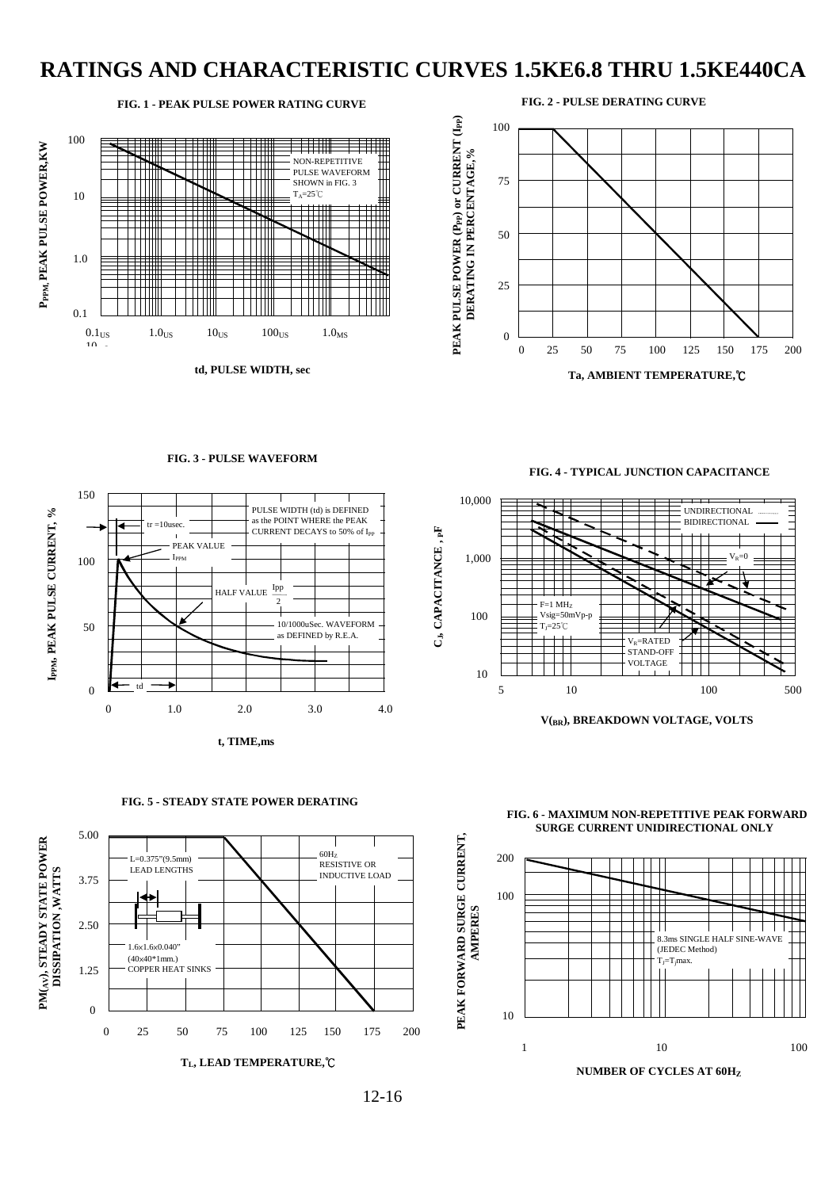# RATINGS AND CHARACTERISTIC CURVES 1.5KE6.8 THRU 1.5KE440CA

**FIG. 1 - PEAK PULSE POWER RATING CURVE**

$P_{PPM}$, PEAK PULSE POWER,KW

100
10
1.0
0.1

NON-REPETITIVE PULSE WAVEFORM SHOWN in FIG. 3
$T_A$=25℃

0.1US 1.0US 10US 100US 1.0MS

td, PULSE WIDTH, sec

**FIG. 2 - PULSE DERATING CURVE**

PEAK PULSE POWER ($P_{PP}$) or CURRENT ($I_{PP}$) DERATING IN PERCENTAGE, %

100
75
50
25
0

0 25 50 75 100 125 150 175 200

Ta, AMBIENT TEMPERATURE,℃

**FIG. 3 - PULSE WAVEFORM**

$I_{PPM}$, PEAK PULSE CURRENT, %

150
100
50
0

tr =10usec.

PEAK VALUE $I_{PPM}$

PULSE WIDTH (td) is DEFINED as the POINT WHERE the PEAK CURRENT DECAYS to 50% of $I_{PP}$

HALF VALUE $\frac{Ipp}{2}$

10/1000uSec. WAVEFORM as DEFINED by R.E.A.

td

0 1.0 2.0 3.0 4.0

t, TIME,ms

**FIG. 4 - TYPICAL JUNCTION CAPACITANCE**

$C_J$, CAPACITANCE , pF

10,000
1,000
100
10

UNIDIRECTIONAL
BIDIRECTIONAL

$V_R$=0

F=1 MHz
Vsig=50mVp-p
$T_J$=25℃

$V_R$=RATED STAND-OFF VOLTAGE

5 10 100 500

$V_{(BR)}$, BREAKDOWN VOLTAGE, VOLTS

**FIG. 5 - STEADY STATE POWER DERATING**

$PM_{(AV)}$, STEADY STATE POWER DISSIPATION ,WATTS

5.00
3.75
2.50
1.25
0

L=0.375"(9.5mm) LEAD LENGTHS

60Hz RESISTIVE OR INDUCTIVE LOAD

1.6x1.6x0.040"
(40x40*1mm.)
COPPER HEAT SINKS

0 25 50 75 100 125 150 175 200

$T_L$, LEAD TEMPERATURE,℃

**FIG. 6 - MAXIMUM NON-REPETITIVE PEAK FORWARD SURGE CURRENT UNIDIRECTIONAL ONLY**

PEAK FORWARD SURGE CURRENT, AMPERES

200
100
10

8.3ms SINGLE HALF SINE-WAVE
(JEDEC Method)
$T_J$=$T_J$max.

1 10 100

NUMBER OF CYCLES AT 60Hz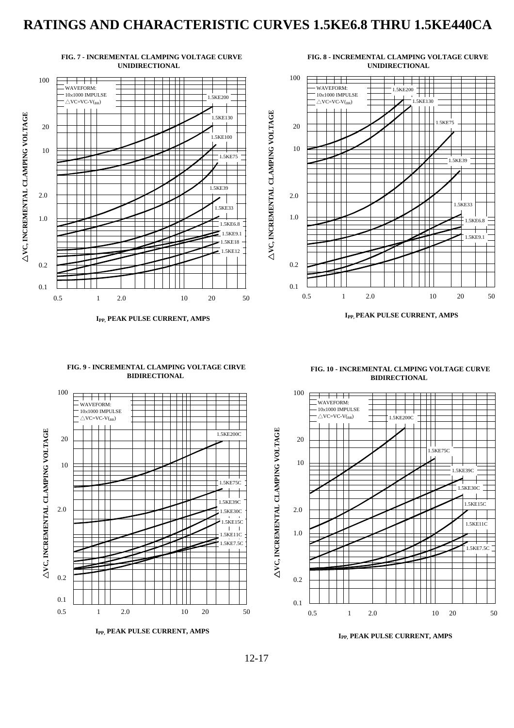# RATINGS AND CHARACTERISTIC CURVES 1.5KE6.8 THRU 1.5KE440CA

**FIG. 7 - INCREMENTAL CLAMPING VOLTAGE CURVE UNIDIRECTIONAL**

WAVEFORM:
10x1000 IMPULSE
$\triangle VC = VC - V_{(BR)}$

Curves: 1.5KE200, 1.5KE130, 1.5KE100, 1.5KE75, 1.5KE39, 1.5KE33, 1.5KE6.8, 1.5KE9.1, 1.5KE18, 1.5KE12

Y-axis: $\triangle$VC, INCREMENTAL CLAMPING VOLTAGE (0.1, 0.2, 1.0, 2.0, 10, 20, 100)

X-axis: $I_{PP}$, PEAK PULSE CURRENT, AMPS (0.5, 1, 2.0, 10, 20, 50)

**FIG. 8 - INCREMENTAL CLAMPING VOLTAGE CURVE UNIDIRECTIONAL**

WAVEFORM:
10x1000 IMPULSE
$\triangle VC = VC - V_{(BR)}$

Curves: 1.5KE200, 1.5KE130, 1.5KE75, 1.5KE39, 1.5KE33, 1.5KE6.8, 1.5KE9.1

Y-axis: $\triangle$VC, INCREMENTAL CLAMPING VOLTAGE (0.1, 0.2, 1.0, 2.0, 10, 20, 100)

X-axis: $I_{PP}$, PEAK PULSE CURRENT, AMPS (0.5, 1, 2.0, 10, 20, 50)

**FIG. 9 - INCREMENTAL CLAMPING VOLTAGE CIRVE BIDIRECTIONAL**

WAVEFORM:
10x1000 IMPULSE
$\triangle VC = VC - V_{(BR)}$

Curves: 1.5KE200C, 1.5KE75C, 1.5KE39C, 1.5KE30C, 1.5KE15C, 1.5KE11C, 1.5KE7.5C

Y-axis: $\triangle$VC, INCREMENTAL CLAMPING VOLTAGE (0.1, 0.2, 2.0, 10, 20, 100)

X-axis: $I_{PP}$, PEAK PULSE CURRENT, AMPS (0.5, 1, 2.0, 10, 20, 50)

**FIG. 10 - INCREMENTAL CLMPING VOLTAGE CURVE BIDIRECTIONAL**

WAVEFORM:
10x1000 IMPULSE
$\triangle VC = VC - V_{(BR)}$

Curves: 1.5KE200C, 1.5KE75C, 1.5KE39C, 1.5KE30C, 1.5KE15C, 1.5KE11C, 1.5KE7.5C

Y-axis: $\triangle$VC, INCREMENTAL CLAMPING VOLTAGE (0.1, 0.2, 1.0, 2.0, 10, 20, 100)

X-axis: $I_{PP}$, PEAK PULSE CURRENT, AMPS (0.5, 1, 2.0, 10, 20, 50)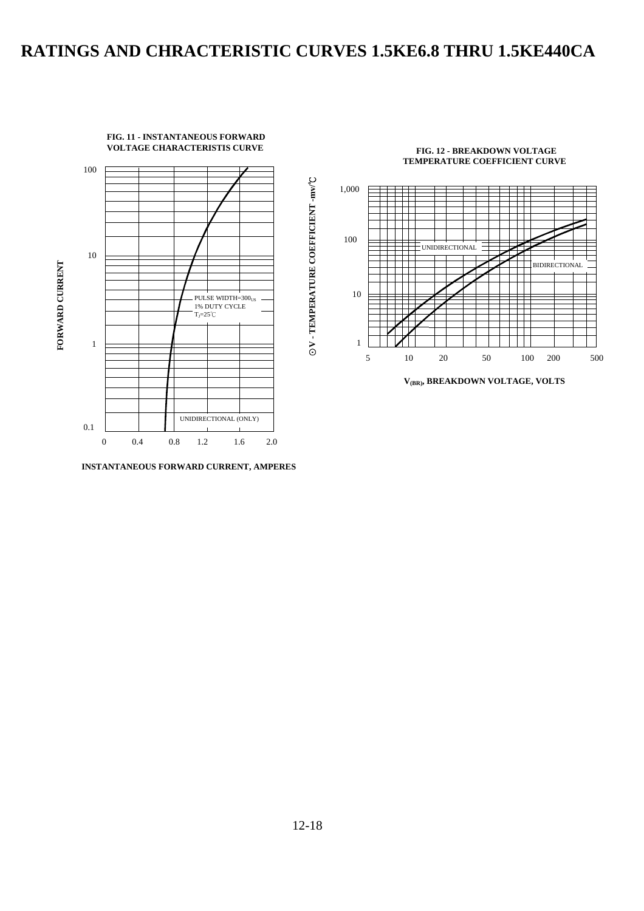# RATINGS AND CHRACTERISTIC CURVES 1.5KE6.8 THRU 1.5KE440CA

**FIG. 11 - INSTANTANEOUS FORWARD VOLTAGE CHARACTERISTIS CURVE**

FORWARD CURRENT

100

10

1

0.1

0

0.4

0.8

1.2

1.6

2.0

PULSE WIDTH=300US
1% DUTY CYCLE
$T_J$=25℃

UNIDIRECTIONAL (ONLY)

**INSTANTANEOUS FORWARD CURRENT, AMPERES**

**FIG. 12 - BREAKDOWN VOLTAGE TEMPERATURE COEFFICIENT CURVE**

⊙V - TEMPERATURE COEFFICIENT -mv/℃

1,000

100

10

1

5

10

20

50

100

200

500

UNIDIRECTIONAL

BIDIRECTIONAL

**$V_{(BR)}$, BREAKDOWN VOLTAGE, VOLTS**